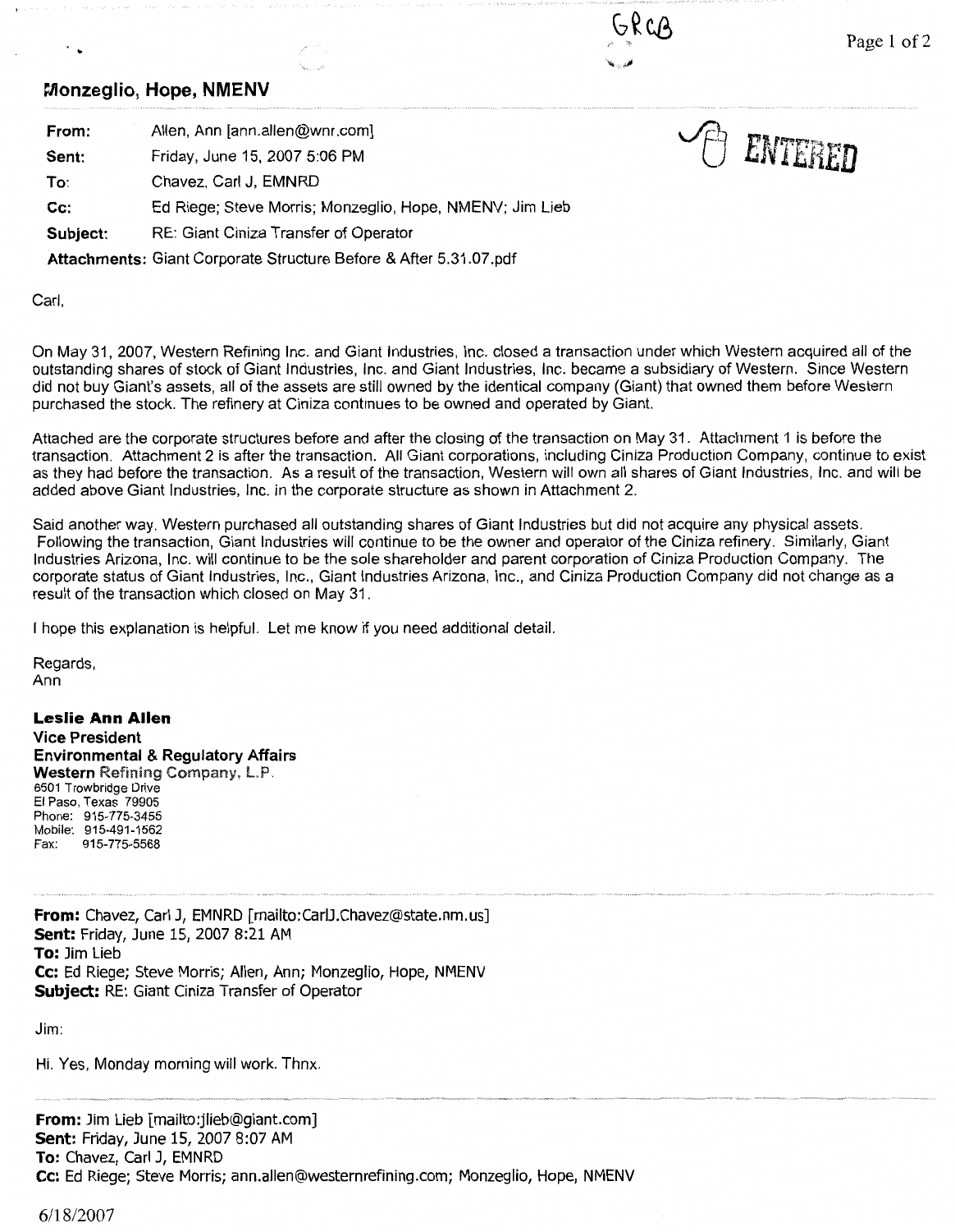GRCB

**Monzeglio, Hope, NMENV**

| | |
|---|---|
| **From:** | Allen, Ann [ann.allen@wnr.com] |
| **Sent:** | Friday, June 15, 2007 5:06 PM |
| **To:** | Chavez, Carl J, EMNRD |
| **Cc:** | Ed Riege; Steve Morris; Monzeglio, Hope, NMENV; Jim Lieb |
| **Subject:** | RE: Giant Ciniza Transfer of Operator |
| **Attachments:** | Giant Corporate Structure Before & After 5.31.07.pdf |

ENTERED

Carl,

On May 31, 2007, Western Refining Inc. and Giant Industries, Inc. closed a transaction under which Western acquired all of the outstanding shares of stock of Giant Industries, Inc. and Giant Industries, Inc. became a subsidiary of Western. Since Western did not buy Giant's assets, all of the assets are still owned by the identical company (Giant) that owned them before Western purchased the stock. The refinery at Ciniza continues to be owned and operated by Giant.

Attached are the corporate structures before and after the closing of the transaction on May 31. Attachment 1 is before the transaction. Attachment 2 is after the transaction. All Giant corporations, including Ciniza Production Company, continue to exist as they had before the transaction. As a result of the transaction, Western will own all shares of Giant Industries, Inc. and will be added above Giant Industries, Inc. in the corporate structure as shown in Attachment 2.

Said another way, Western purchased all outstanding shares of Giant Industries but did not acquire any physical assets. Following the transaction, Giant Industries will continue to be the owner and operator of the Ciniza refinery. Similarly, Giant Industries Arizona, Inc. will continue to be the sole shareholder and parent corporation of Ciniza Production Company. The corporate status of Giant Industries, Inc., Giant Industries Arizona, Inc., and Ciniza Production Company did not change as a result of the transaction which closed on May 31.

I hope this explanation is helpful. Let me know if you need additional detail.

Regards,
Ann

**Leslie Ann Allen**
**Vice President**
**Environmental & Regulatory Affairs**
**Western Refining Company, L.P.**
6501 Trowbridge Drive
El Paso, Texas 79905
Phone: 915-775-3455
Mobile: 915-491-1562
Fax: 915-775-5568

---

**From:** Chavez, Carl J, EMNRD [mailto:CarlJ.Chavez@state.nm.us]
**Sent:** Friday, June 15, 2007 8:21 AM
**To:** Jim Lieb
**Cc:** Ed Riege; Steve Morris; Allen, Ann; Monzeglio, Hope, NMENV
**Subject:** RE: Giant Ciniza Transfer of Operator

Jim:

Hi. Yes, Monday morning will work. Thnx.

---

**From:** Jim Lieb [mailto:jlieb@giant.com]
**Sent:** Friday, June 15, 2007 8:07 AM
**To:** Chavez, Carl J, EMNRD
**Cc:** Ed Riege; Steve Morris; ann.allen@westernrefining.com; Monzeglio, Hope, NMENV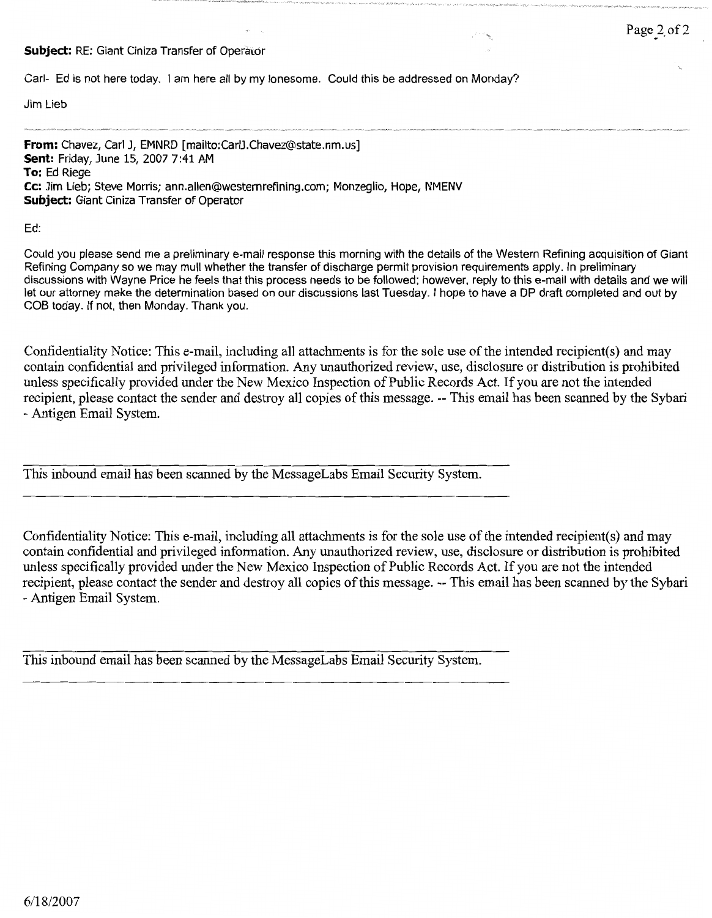**Subject:** RE: Giant Ciniza Transfer of Operator

Carl- Ed is not here today. I am here all by my lonesome. Could this be addressed on Monday?

Jim Lieb

---

**From:** Chavez, Carl J, EMNRD [mailto:CarlJ.Chavez@state.nm.us]
**Sent:** Friday, June 15, 2007 7:41 AM
**To:** Ed Riege
**Cc:** Jim Lieb; Steve Morris; ann.allen@westernrefining.com; Monzeglio, Hope, NMENV
**Subject:** Giant Ciniza Transfer of Operator

Ed:

Could you please send me a preliminary e-mail response this morning with the details of the Western Refining acquisition of Giant Refining Company so we may mull whether the transfer of discharge permit provision requirements apply. In preliminary discussions with Wayne Price he feels that this process needs to be followed; however, reply to this e-mail with details and we will let our attorney make the determination based on our discussions last Tuesday. I hope to have a DP draft completed and out by COB today. If not, then Monday. Thank you.

Confidentiality Notice: This e-mail, including all attachments is for the sole use of the intended recipient(s) and may contain confidential and privileged information. Any unauthorized review, use, disclosure or distribution is prohibited unless specifically provided under the New Mexico Inspection of Public Records Act. If you are not the intended recipient, please contact the sender and destroy all copies of this message. -- This email has been scanned by the Sybari - Antigen Email System.

---

This inbound email has been scanned by the MessageLabs Email Security System.

---

Confidentiality Notice: This e-mail, including all attachments is for the sole use of the intended recipient(s) and may contain confidential and privileged information. Any unauthorized review, use, disclosure or distribution is prohibited unless specifically provided under the New Mexico Inspection of Public Records Act. If you are not the intended recipient, please contact the sender and destroy all copies of this message. -- This email has been scanned by the Sybari - Antigen Email System.

---

This inbound email has been scanned by the MessageLabs Email Security System.

---

6/18/2007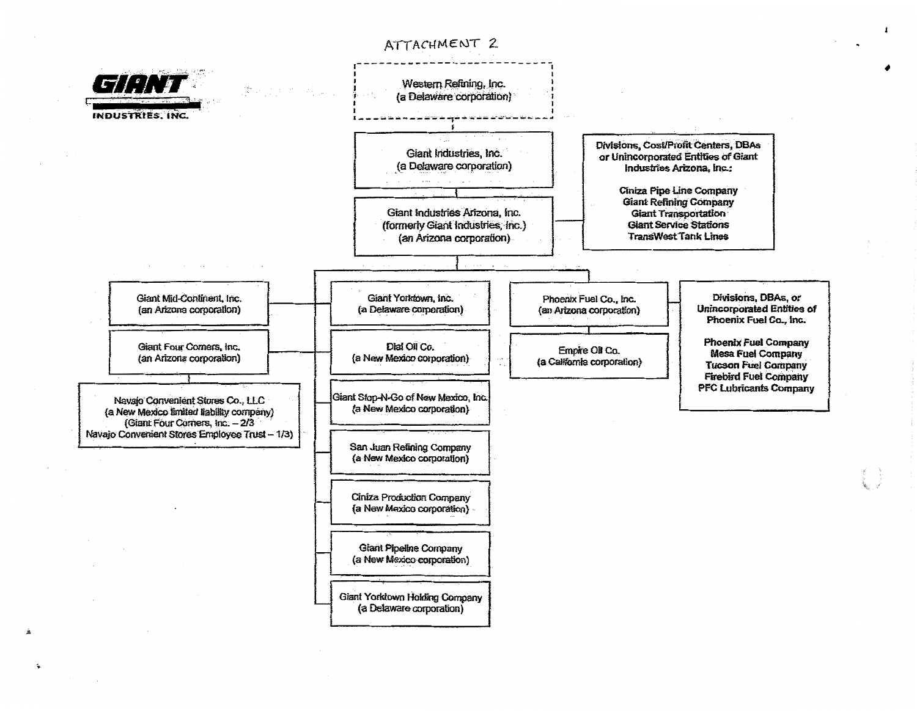# ATTACHMENT 2

**GIANT**
INDUSTRIES, INC.

- Western Refining, Inc.
  (a Delaware corporation)
  - Giant Industries, Inc.
    (a Delaware corporation)
    - Giant Industries Arizona, Inc.
      (formerly Giant Industries, Inc.)
      (an Arizona corporation)
      - **Divisions, Cost/Profit Centers, DBAs or Unincorporated Entities of Giant Industries Arizona, Inc.:**
        - **Ciniza Pipe Line Company**
        - **Giant Refining Company**
        - **Giant Transportation**
        - **Giant Service Stations**
        - **TransWest Tank Lines**
      - Giant Yorktown, Inc.
        (a Delaware corporation)
      - Giant Mid-Continent, Inc.
        (an Arizona corporation)
      - Giant Four Corners, Inc.
        (an Arizona corporation)
        - Navajo Convenient Stores Co., LLC
          (a New Mexico limited liability company)
          (Giant Four Corners, Inc. – 2/3
          Navajo Convenient Stores Employee Trust – 1/3)
      - Dial Oil Co.
        (a New Mexico corporation)
      - Giant Stop-N-Go of New Mexico, Inc.
        (a New Mexico corporation)
      - San Juan Refining Company
        (a New Mexico corporation)
      - Ciniza Production Company
        (a New Mexico corporation)
      - Giant Pipeline Company
        (a New Mexico corporation)
      - Giant Yorktown Holding Company
        (a Delaware corporation)
      - Phoenix Fuel Co., Inc.
        (an Arizona corporation)
        - Empire Oil Co.
          (a California corporation)
        - **Divisions, DBAs, or Unincorporated Entities of Phoenix Fuel Co., Inc.**
          - **Phoenix Fuel Company**
          - **Mesa Fuel Company**
          - **Tucson Fuel Company**
          - **Firebird Fuel Company**
          - **PFC Lubricants Company**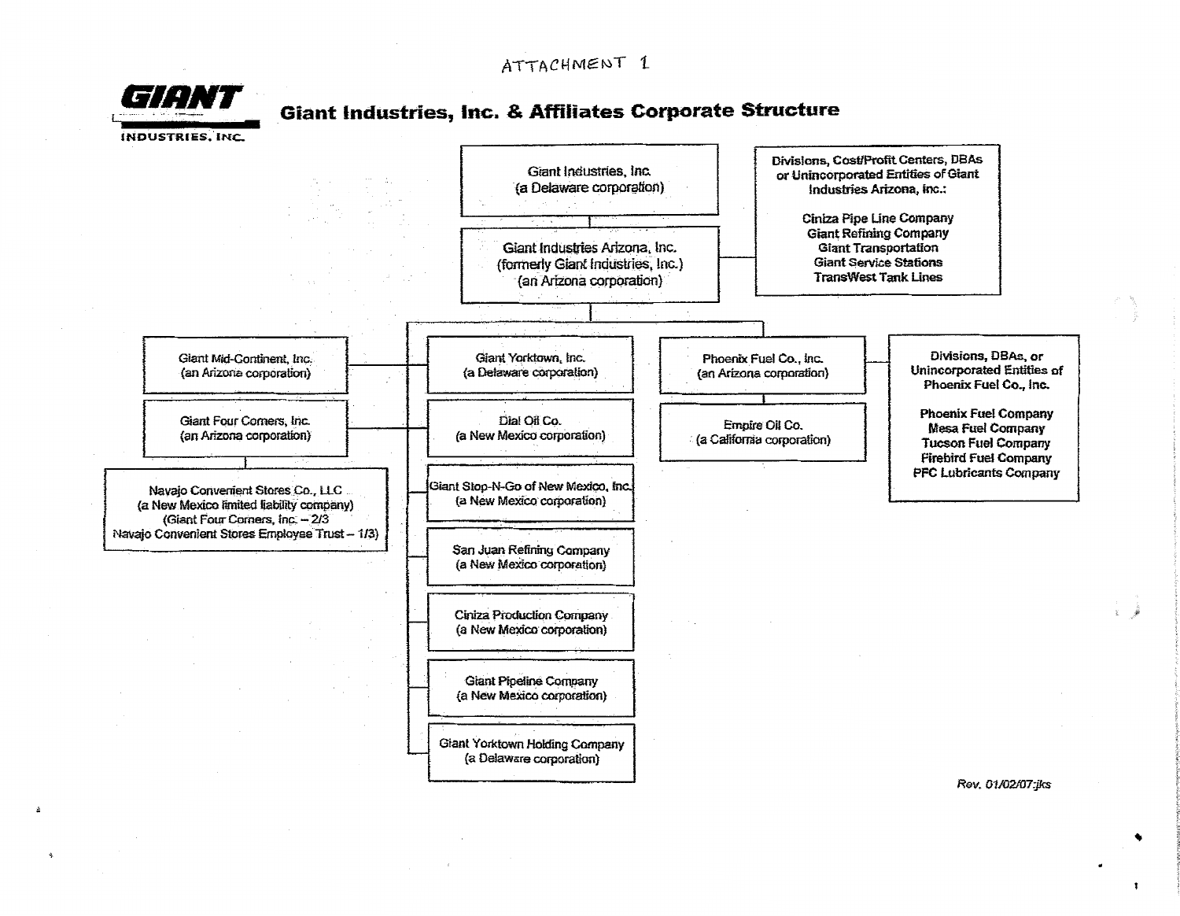ATTACHMENT 1

**GIANT** INDUSTRIES, INC.

# Giant Industries, Inc. & Affiliates Corporate Structure

Giant Industries, Inc.
(a Delaware corporation)

Giant Industries Arizona, Inc.
(formerly Giant Industries, Inc.)
(an Arizona corporation)

**Divisions, Cost/Profit Centers, DBAs or Unincorporated Entities of Giant Industries Arizona, Inc.:**

**Ciniza Pipe Line Company**
**Giant Refining Company**
**Giant Transportation**
**Giant Service Stations**
**TransWest Tank Lines**

Giant Mid-Continent, Inc.
(an Arizona corporation)

Giant Four Corners, Inc.
(an Arizona corporation)

Navajo Convenient Stores Co., LLC
(a New Mexico limited liability company)
(Giant Four Corners, Inc. – 2/3
Navajo Convenient Stores Employee Trust – 1/3)

Giant Yorktown, Inc.
(a Delaware corporation)

Dial Oil Co.
(a New Mexico corporation)

Giant Stop-N-Go of New Mexico, Inc.
(a New Mexico corporation)

San Juan Refining Company
(a New Mexico corporation)

Ciniza Production Company
(a New Mexico corporation)

Giant Pipeline Company
(a New Mexico corporation)

Giant Yorktown Holding Company
(a Delaware corporation)

Phoenix Fuel Co., Inc.
(an Arizona corporation)

Empire Oil Co.
(a California corporation)

**Divisions, DBAs, or Unincorporated Entities of Phoenix Fuel Co., Inc.**

**Phoenix Fuel Company**
**Mesa Fuel Company**
**Tucson Fuel Company**
**Firebird Fuel Company**
**PFC Lubricants Company**

*Rev. 01/02/07:jks*